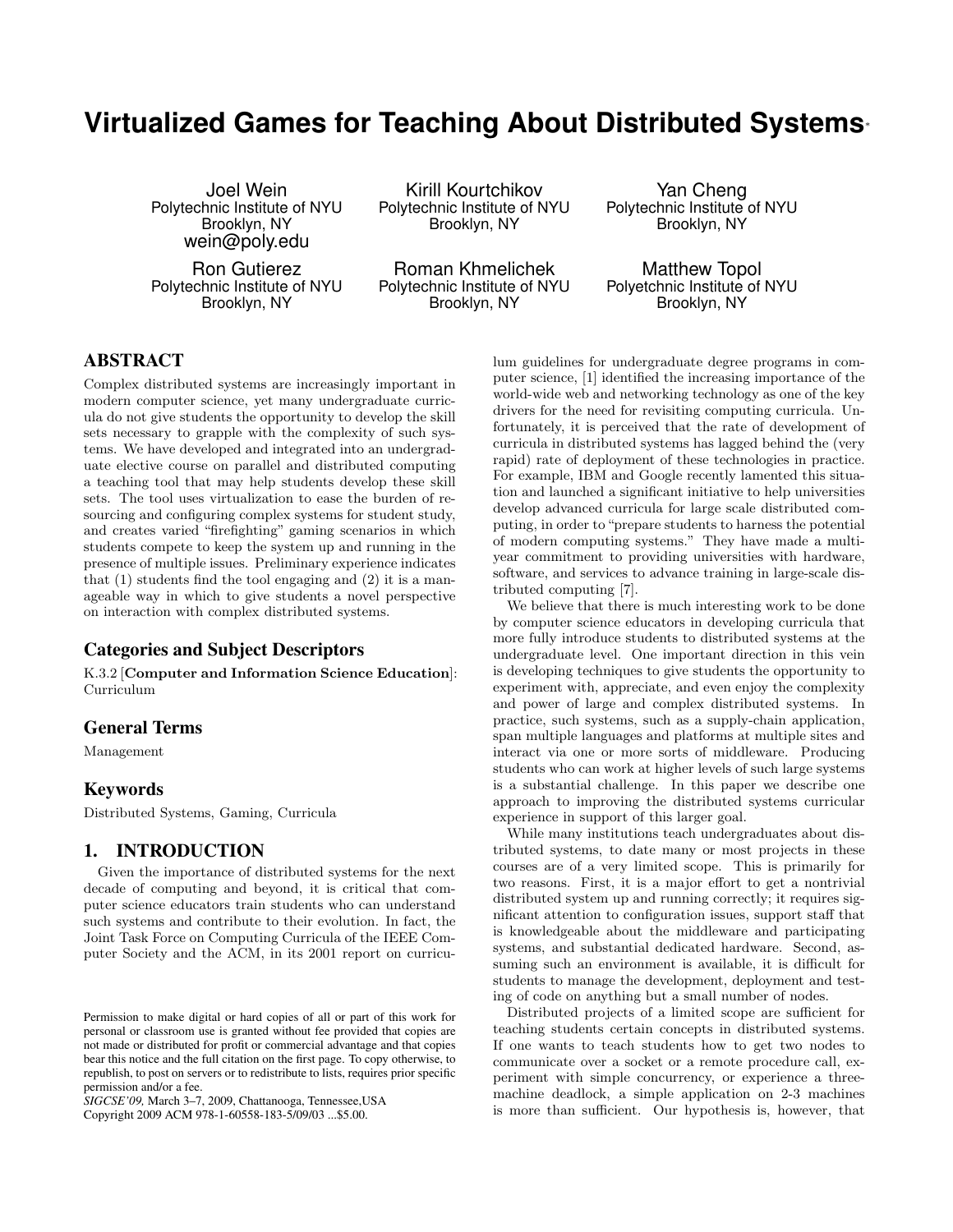# Virtualized Games for Teaching About Distributed Systems*

Joel Wein
Polytechnic Institute of NYU
Brooklyn, NY
wein@poly.edu

Kirill Kourtchikov
Polytechnic Institute of NYU
Brooklyn, NY

Yan Cheng
Polytechnic Institute of NYU
Brooklyn, NY

Ron Gutierez
Polytechnic Institute of NYU
Brooklyn, NY

Roman Khmelichek
Polytechnic Institute of NYU
Brooklyn, NY

Matthew Topol
Polyetchnic Institute of NYU
Brooklyn, NY

## ABSTRACT

Complex distributed systems are increasingly important in modern computer science, yet many undergraduate curricula do not give students the opportunity to develop the skill sets necessary to grapple with the complexity of such systems. We have developed and integrated into an undergraduate elective course on parallel and distributed computing a teaching tool that may help students develop these skill sets. The tool uses virtualization to ease the burden of resourcing and configuring complex systems for student study, and creates varied "firefighting" gaming scenarios in which students compete to keep the system up and running in the presence of multiple issues. Preliminary experience indicates that (1) students find the tool engaging and (2) it is a manageable way in which to give students a novel perspective on interaction with complex distributed systems.

### Categories and Subject Descriptors

K.3.2 [**Computer and Information Science Education**]: Curriculum

### General Terms

Management

### Keywords

Distributed Systems, Gaming, Curricula

## 1. INTRODUCTION

Given the importance of distributed systems for the next decade of computing and beyond, it is critical that computer science educators train students who can understand such systems and contribute to their evolution. In fact, the Joint Task Force on Computing Curricula of the IEEE Computer Society and the ACM, in its 2001 report on curriculum guidelines for undergraduate degree programs in computer science, [1] identified the increasing importance of the world-wide web and networking technology as one of the key drivers for the need for revisiting computing curricula. Unfortunately, it is perceived that the rate of development of curricula in distributed systems has lagged behind the (very rapid) rate of deployment of these technologies in practice. For example, IBM and Google recently lamented this situation and launched a significant initiative to help universities develop advanced curricula for large scale distributed computing, in order to "prepare students to harness the potential of modern computing systems." They have made a multi-year commitment to providing universities with hardware, software, and services to advance training in large-scale distributed computing [7].

We believe that there is much interesting work to be done by computer science educators in developing curricula that more fully introduce students to distributed systems at the undergraduate level. One important direction in this vein is developing techniques to give students the opportunity to experiment with, appreciate, and even enjoy the complexity and power of large and complex distributed systems. In practice, such systems, such as a supply-chain application, span multiple languages and platforms at multiple sites and interact via one or more sorts of middleware. Producing students who can work at higher levels of such large systems is a substantial challenge. In this paper we describe one approach to improving the distributed systems curricular experience in support of this larger goal.

While many institutions teach undergraduates about distributed systems, to date many or most projects in these courses are of a very limited scope. This is primarily for two reasons. First, it is a major effort to get a nontrivial distributed system up and running correctly; it requires significant attention to configuration issues, support staff that is knowledgeable about the middleware and participating systems, and substantial dedicated hardware. Second, assuming such an environment is available, it is difficult for students to manage the development, deployment and testing of code on anything but a small number of nodes.

Distributed projects of a limited scope are sufficient for teaching students certain concepts in distributed systems. If one wants to teach students how to get two nodes to communicate over a socket or a remote procedure call, experiment with simple concurrency, or experience a three-machine deadlock, a simple application on 2-3 machines is more than sufficient. Our hypothesis is, however, that

Permission to make digital or hard copies of all or part of this work for personal or classroom use is granted without fee provided that copies are not made or distributed for profit or commercial advantage and that copies bear this notice and the full citation on the first page. To copy otherwise, to republish, to post on servers or to redistribute to lists, requires prior specific permission and/or a fee.
*SIGCSE'09,* March 3–7, 2009, Chattanooga, Tennessee,USA
Copyright 2009 ACM 978-1-60558-183-5/09/03 ...$5.00.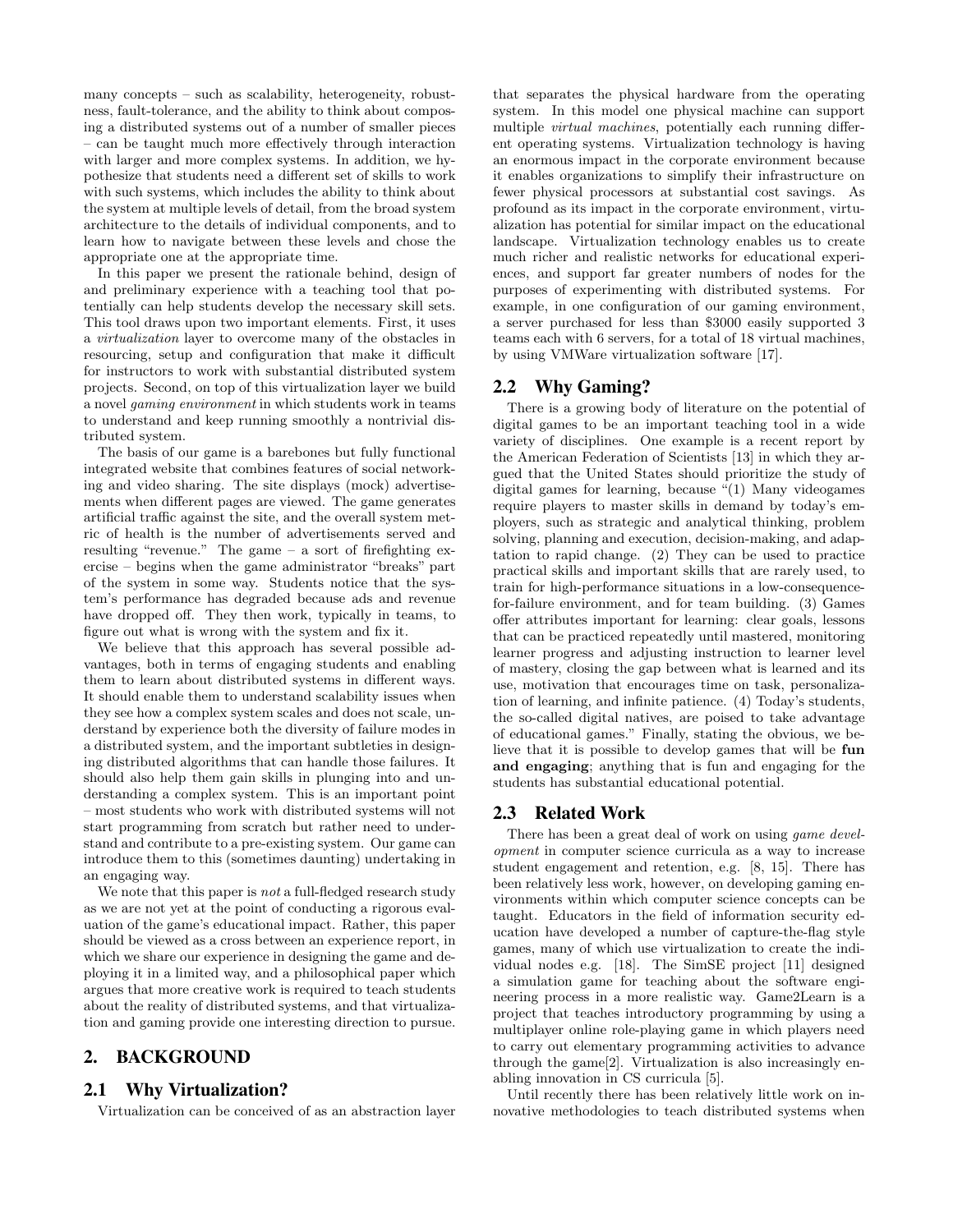many concepts – such as scalability, heterogeneity, robustness, fault-tolerance, and the ability to think about composing a distributed systems out of a number of smaller pieces – can be taught much more effectively through interaction with larger and more complex systems. In addition, we hypothesize that students need a different set of skills to work with such systems, which includes the ability to think about the system at multiple levels of detail, from the broad system architecture to the details of individual components, and to learn how to navigate between these levels and chose the appropriate one at the appropriate time.

In this paper we present the rationale behind, design of and preliminary experience with a teaching tool that potentially can help students develop the necessary skill sets. This tool draws upon two important elements. First, it uses a *virtualization* layer to overcome many of the obstacles in resourcing, setup and configuration that make it difficult for instructors to work with substantial distributed system projects. Second, on top of this virtualization layer we build a novel *gaming environment* in which students work in teams to understand and keep running smoothly a nontrivial distributed system.

The basis of our game is a barebones but fully functional integrated website that combines features of social networking and video sharing. The site displays (mock) advertisements when different pages are viewed. The game generates artificial traffic against the site, and the overall system metric of health is the number of advertisements served and resulting "revenue." The game – a sort of firefighting exercise – begins when the game administrator "breaks" part of the system in some way. Students notice that the system's performance has degraded because ads and revenue have dropped off. They then work, typically in teams, to figure out what is wrong with the system and fix it.

We believe that this approach has several possible advantages, both in terms of engaging students and enabling them to learn about distributed systems in different ways. It should enable them to understand scalability issues when they see how a complex system scales and does not scale, understand by experience both the diversity of failure modes in a distributed system, and the important subtleties in designing distributed algorithms that can handle those failures. It should also help them gain skills in plunging into and understanding a complex system. This is an important point – most students who work with distributed systems will not start programming from scratch but rather need to understand and contribute to a pre-existing system. Our game can introduce them to this (sometimes daunting) undertaking in an engaging way.

We note that this paper is *not* a full-fledged research study as we are not yet at the point of conducting a rigorous evaluation of the game's educational impact. Rather, this paper should be viewed as a cross between an experience report, in which we share our experience in designing the game and deploying it in a limited way, and a philosophical paper which argues that more creative work is required to teach students about the reality of distributed systems, and that virtualization and gaming provide one interesting direction to pursue.

## 2. BACKGROUND

### 2.1 Why Virtualization?

Virtualization can be conceived of as an abstraction layer that separates the physical hardware from the operating system. In this model one physical machine can support multiple *virtual machines*, potentially each running different operating systems. Virtualization technology is having an enormous impact in the corporate environment because it enables organizations to simplify their infrastructure on fewer physical processors at substantial cost savings. As profound as its impact in the corporate environment, virtualization has potential for similar impact on the educational landscape. Virtualization technology enables us to create much richer and realistic networks for educational experiences, and support far greater numbers of nodes for the purposes of experimenting with distributed systems. For example, in one configuration of our gaming environment, a server purchased for less than \$3000 easily supported 3 teams each with 6 servers, for a total of 18 virtual machines, by using VMWare virtualization software [17].

### 2.2 Why Gaming?

There is a growing body of literature on the potential of digital games to be an important teaching tool in a wide variety of disciplines. One example is a recent report by the American Federation of Scientists [13] in which they argued that the United States should prioritize the study of digital games for learning, because "(1) Many videogames require players to master skills in demand by today's employers, such as strategic and analytical thinking, problem solving, planning and execution, decision-making, and adaptation to rapid change. (2) They can be used to practice practical skills and important skills that are rarely used, to train for high-performance situations in a low-consequence-for-failure environment, and for team building. (3) Games offer attributes important for learning: clear goals, lessons that can be practiced repeatedly until mastered, monitoring learner progress and adjusting instruction to learner level of mastery, closing the gap between what is learned and its use, motivation that encourages time on task, personalization of learning, and infinite patience. (4) Today's students, the so-called digital natives, are poised to take advantage of educational games." Finally, stating the obvious, we believe that it is possible to develop games that will be **fun and engaging**; anything that is fun and engaging for the students has substantial educational potential.

### 2.3 Related Work

There has been a great deal of work on using *game development* in computer science curricula as a way to increase student engagement and retention, e.g. [8, 15]. There has been relatively less work, however, on developing gaming environments within which computer science concepts can be taught. Educators in the field of information security education have developed a number of capture-the-flag style games, many of which use virtualization to create the individual nodes e.g. [18]. The SimSE project [11] designed a simulation game for teaching about the software engineering process in a more realistic way. Game2Learn is a project that teaches introductory programming by using a multiplayer online role-playing game in which players need to carry out elementary programming activities to advance through the game[2]. Virtualization is also increasingly enabling innovation in CS curricula [5].

Until recently there has been relatively little work on innovative methodologies to teach distributed systems when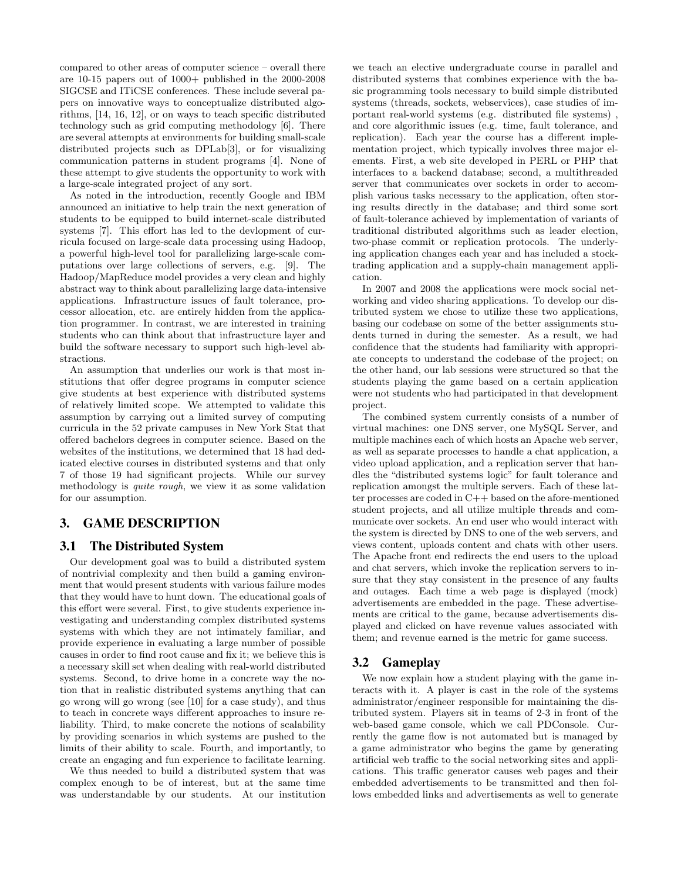compared to other areas of computer science – overall there are 10-15 papers out of 1000+ published in the 2000-2008 SIGCSE and ITiCSE conferences. These include several papers on innovative ways to conceptualize distributed algorithms, [14, 16, 12], or on ways to teach specific distributed technology such as grid computing methodology [6]. There are several attempts at environments for building small-scale distributed projects such as DPLab[3], or for visualizing communication patterns in student programs [4]. None of these attempt to give students the opportunity to work with a large-scale integrated project of any sort.

As noted in the introduction, recently Google and IBM announced an initiative to help train the next generation of students to be equipped to build internet-scale distributed systems [7]. This effort has led to the devlopment of curricula focused on large-scale data processing using Hadoop, a powerful high-level tool for parallelizing large-scale computations over large collections of servers, e.g. [9]. The Hadoop/MapReduce model provides a very clean and highly abstract way to think about parallelizing large data-intensive applications. Infrastructure issues of fault tolerance, processor allocation, etc. are entirely hidden from the application programmer. In contrast, we are interested in training students who can think about that infrastructure layer and build the software necessary to support such high-level abstractions.

An assumption that underlies our work is that most institutions that offer degree programs in computer science give students at best experience with distributed systems of relatively limited scope. We attempted to validate this assumption by carrying out a limited survey of computing curricula in the 52 private campuses in New York Stat that offered bachelors degrees in computer science. Based on the websites of the institutions, we determined that 18 had dedicated elective courses in distributed systems and that only 7 of those 19 had significant projects. While our survey methodology is *quite rough*, we view it as some validation for our assumption.

## 3. GAME DESCRIPTION

### 3.1 The Distributed System

Our development goal was to build a distributed system of nontrivial complexity and then build a gaming environment that would present students with various failure modes that they would have to hunt down. The educational goals of this effort were several. First, to give students experience investigating and understanding complex distributed systems systems with which they are not intimately familiar, and provide experience in evaluating a large number of possible causes in order to find root cause and fix it; we believe this is a necessary skill set when dealing with real-world distributed systems. Second, to drive home in a concrete way the notion that in realistic distributed systems anything that can go wrong will go wrong (see [10] for a case study), and thus to teach in concrete ways different approaches to insure reliability. Third, to make concrete the notions of scalability by providing scenarios in which systems are pushed to the limits of their ability to scale. Fourth, and importantly, to create an engaging and fun experience to facilitate learning.

We thus needed to build a distributed system that was complex enough to be of interest, but at the same time was understandable by our students. At our institution we teach an elective undergraduate course in parallel and distributed systems that combines experience with the basic programming tools necessary to build simple distributed systems (threads, sockets, webservices), case studies of important real-world systems (e.g. distributed file systems) , and core algorithmic issues (e.g. time, fault tolerance, and replication). Each year the course has a different implementation project, which typically involves three major elements. First, a web site developed in PERL or PHP that interfaces to a backend database; second, a multithreaded server that communicates over sockets in order to accomplish various tasks necessary to the application, often storing results directly in the database; and third some sort of fault-tolerance achieved by implementation of variants of traditional distributed algorithms such as leader election, two-phase commit or replication protocols. The underlying application changes each year and has included a stock-trading application and a supply-chain management application.

In 2007 and 2008 the applications were mock social networking and video sharing applications. To develop our distributed system we chose to utilize these two applications, basing our codebase on some of the better assignments students turned in during the semester. As a result, we had confidence that the students had familiarity with appropriate concepts to understand the codebase of the project; on the other hand, our lab sessions were structured so that the students playing the game based on a certain application were not students who had participated in that development project.

The combined system currently consists of a number of virtual machines: one DNS server, one MySQL Server, and multiple machines each of which hosts an Apache web server, as well as separate processes to handle a chat application, a video upload application, and a replication server that handles the "distributed systems logic" for fault tolerance and replication amongst the multiple servers. Each of these latter processes are coded in C++ based on the afore-mentioned student projects, and all utilize multiple threads and communicate over sockets. An end user who would interact with the system is directed by DNS to one of the web servers, and views content, uploads content and chats with other users. The Apache front end redirects the end users to the upload and chat servers, which invoke the replication servers to insure that they stay consistent in the presence of any faults and outages. Each time a web page is displayed (mock) advertisements are embedded in the page. These advertisements are critical to the game, because advertisements displayed and clicked on have revenue values associated with them; and revenue earned is the metric for game success.

### 3.2 Gameplay

We now explain how a student playing with the game interacts with it. A player is cast in the role of the systems administrator/engineer responsible for maintaining the distributed system. Players sit in teams of 2-3 in front of the web-based game console, which we call PDConsole. Currently the game flow is not automated but is managed by a game administrator who begins the game by generating artificial web traffic to the social networking sites and applications. This traffic generator causes web pages and their embedded advertisements to be transmitted and then follows embedded links and advertisements as well to generate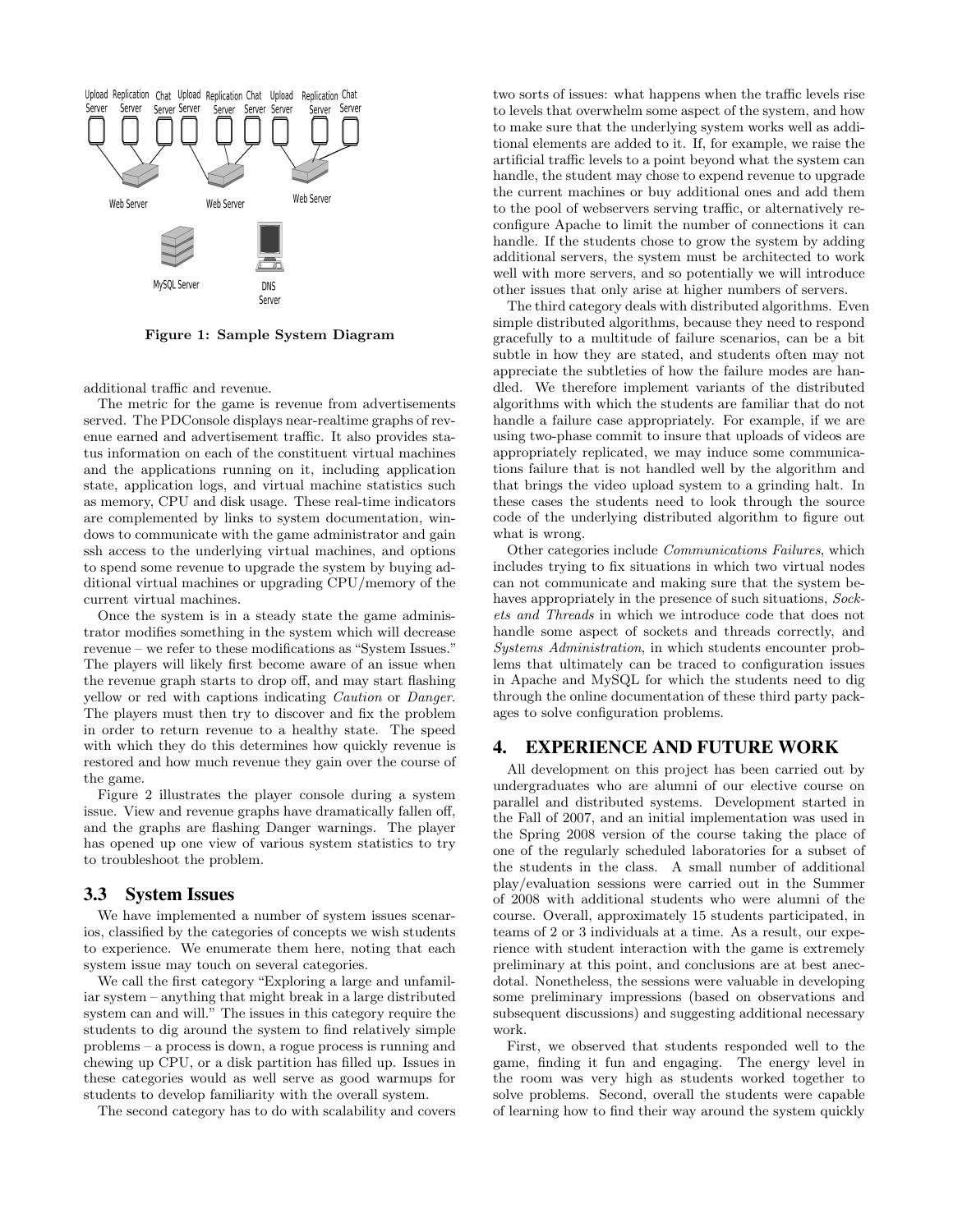Figure 1: Sample System Diagram

additional traffic and revenue.

The metric for the game is revenue from advertisements served. The PDConsole displays near-realtime graphs of revenue earned and advertisement traffic. It also provides status information on each of the constituent virtual machines and the applications running on it, including application state, application logs, and virtual machine statistics such as memory, CPU and disk usage. These real-time indicators are complemented by links to system documentation, windows to communicate with the game administrator and gain ssh access to the underlying virtual machines, and options to spend some revenue to upgrade the system by buying additional virtual machines or upgrading CPU/memory of the current virtual machines.

Once the system is in a steady state the game administrator modifies something in the system which will decrease revenue – we refer to these modifications as "System Issues." The players will likely first become aware of an issue when the revenue graph starts to drop off, and may start flashing yellow or red with captions indicating *Caution* or *Danger*. The players must then try to discover and fix the problem in order to return revenue to a healthy state. The speed with which they do this determines how quickly revenue is restored and how much revenue they gain over the course of the game.

Figure 2 illustrates the player console during a system issue. View and revenue graphs have dramatically fallen off, and the graphs are flashing Danger warnings. The player has opened up one view of various system statistics to try to troubleshoot the problem.

### 3.3 System Issues

We have implemented a number of system issues scenarios, classified by the categories of concepts we wish students to experience. We enumerate them here, noting that each system issue may touch on several categories.

We call the first category "Exploring a large and unfamiliar system – anything that might break in a large distributed system can and will." The issues in this category require the students to dig around the system to find relatively simple problems – a process is down, a rogue process is running and chewing up CPU, or a disk partition has filled up. Issues in these categories would as well serve as good warmups for students to develop familiarity with the overall system.

The second category has to do with scalability and covers two sorts of issues: what happens when the traffic levels rise to levels that overwhelm some aspect of the system, and how to make sure that the underlying system works well as additional elements are added to it. If, for example, we raise the artificial traffic levels to a point beyond what the system can handle, the student may chose to expend revenue to upgrade the current machines or buy additional ones and add them to the pool of webservers serving traffic, or alternatively reconfigure Apache to limit the number of connections it can handle. If the students chose to grow the system by adding additional servers, the system must be architected to work well with more servers, and so potentially we will introduce other issues that only arise at higher numbers of servers.

The third category deals with distributed algorithms. Even simple distributed algorithms, because they need to respond gracefully to a multitude of failure scenarios, can be a bit subtle in how they are stated, and students often may not appreciate the subtleties of how the failure modes are handled. We therefore implement variants of the distributed algorithms with which the students are familiar that do not handle a failure case appropriately. For example, if we are using two-phase commit to insure that uploads of videos are appropriately replicated, we may induce some communications failure that is not handled well by the algorithm and that brings the video upload system to a grinding halt. In these cases the students need to look through the source code of the underlying distributed algorithm to figure out what is wrong.

Other categories include *Communications Failures*, which includes trying to fix situations in which two virtual nodes can not communicate and making sure that the system behaves appropriately in the presence of such situations, *Sockets and Threads* in which we introduce code that does not handle some aspect of sockets and threads correctly, and *Systems Administration*, in which students encounter problems that ultimately can be traced to configuration issues in Apache and MySQL for which the students need to dig through the online documentation of these third party packages to solve configuration problems.

## 4. EXPERIENCE AND FUTURE WORK

All development on this project has been carried out by undergraduates who are alumni of our elective course on parallel and distributed systems. Development started in the Fall of 2007, and an initial implementation was used in the Spring 2008 version of the course taking the place of one of the regularly scheduled laboratories for a subset of the students in the class. A small number of additional play/evaluation sessions were carried out in the Summer of 2008 with additional students who were alumni of the course. Overall, approximately 15 students participated, in teams of 2 or 3 individuals at a time. As a result, our experience with student interaction with the game is extremely preliminary at this point, and conclusions are at best anecdotal. Nonetheless, the sessions were valuable in developing some preliminary impressions (based on observations and subsequent discussions) and suggesting additional necessary work.

First, we observed that students responded well to the game, finding it fun and engaging. The energy level in the room was very high as students worked together to solve problems. Second, overall the students were capable of learning how to find their way around the system quickly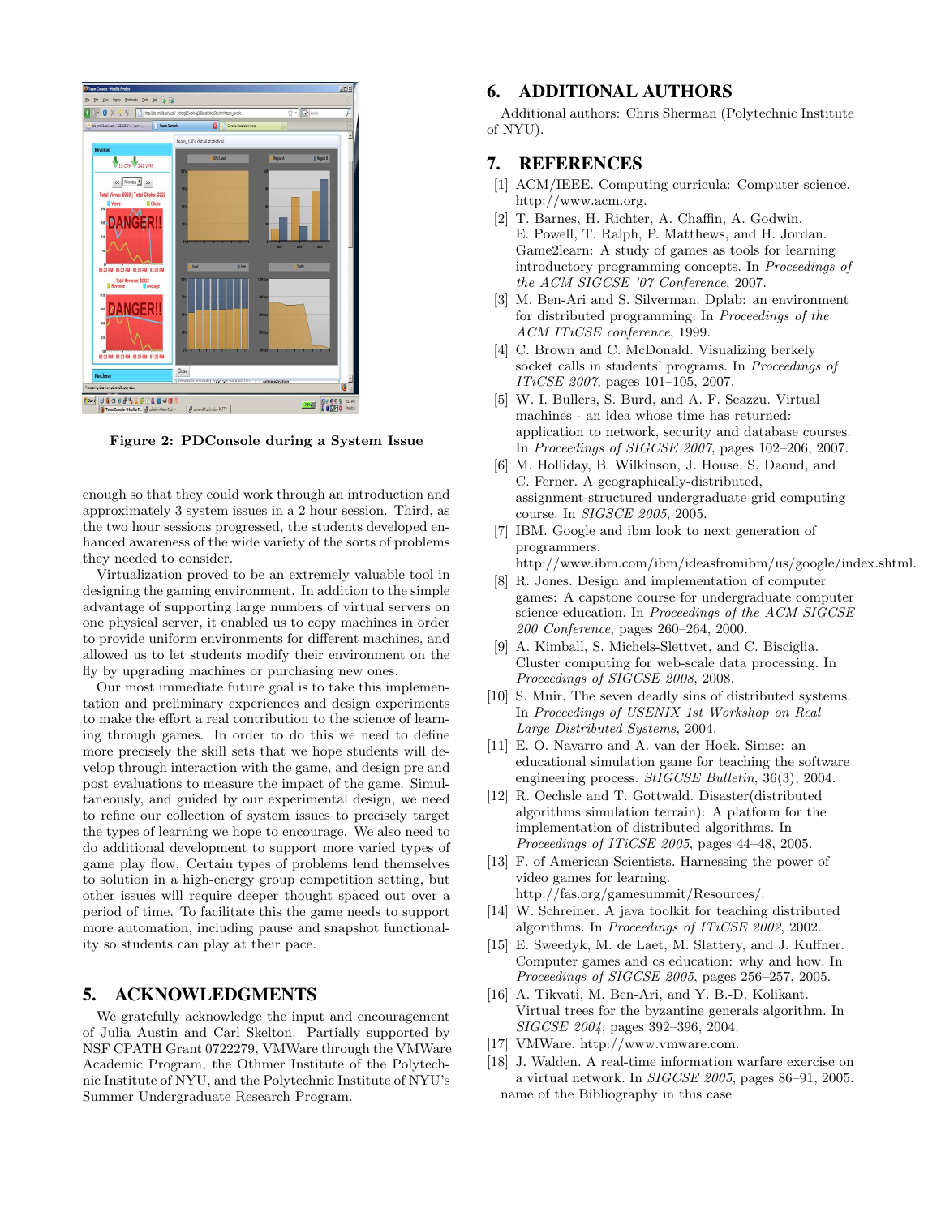Figure 2: PDConsole during a System Issue

enough so that they could work through an introduction and approximately 3 system issues in a 2 hour session. Third, as the two hour sessions progressed, the students developed enhanced awareness of the wide variety of the sorts of problems they needed to consider.

Virtualization proved to be an extremely valuable tool in designing the gaming environment. In addition to the simple advantage of supporting large numbers of virtual servers on one physical server, it enabled us to copy machines in order to provide uniform environments for different machines, and allowed us to let students modify their environment on the fly by upgrading machines or purchasing new ones.

Our most immediate future goal is to take this implementation and preliminary experiences and design experiments to make the effort a real contribution to the science of learning through games. In order to do this we need to define more precisely the skill sets that we hope students will develop through interaction with the game, and design pre and post evaluations to measure the impact of the game. Simultaneously, and guided by our experimental design, we need to refine our collection of system issues to precisely target the types of learning we hope to encourage. We also need to do additional development to support more varied types of game play flow. Certain types of problems lend themselves to solution in a high-energy group competition setting, but other issues will require deeper thought spaced out over a period of time. To facilitate this the game needs to support more automation, including pause and snapshot functionality so students can play at their pace.

## 5. ACKNOWLEDGMENTS

We gratefully acknowledge the input and encouragement of Julia Austin and Carl Skelton. Partially supported by NSF CPATH Grant 0722279, VMWare through the VMWare Academic Program, the Othmer Institute of the Polytechnic Institute of NYU, and the Polytechnic Institute of NYU's Summer Undergraduate Research Program.

## 6. ADDITIONAL AUTHORS

Additional authors: Chris Sherman (Polytechnic Institute of NYU).

## 7. REFERENCES

[1] ACM/IEEE. Computing curricula: Computer science. http://www.acm.org.

[2] T. Barnes, H. Richter, A. Chaffin, A. Godwin, E. Powell, T. Ralph, P. Matthews, and H. Jordan. Game2learn: A study of games as tools for learning introductory programming concepts. In *Proceedings of the ACM SIGCSE '07 Conference*, 2007.

[3] M. Ben-Ari and S. Silverman. Dplab: an environment for distributed programming. In *Proceedings of the ACM ITiCSE conference*, 1999.

[4] C. Brown and C. McDonald. Visualizing berkely socket calls in students' programs. In *Proceedings of ITiCSE 2007*, pages 101–105, 2007.

[5] W. I. Bullers, S. Burd, and A. F. Seazzu. Virtual machines - an idea whose time has returned: application to network, security and database courses. In *Proceedings of SIGCSE 2007*, pages 102–206, 2007.

[6] M. Holliday, B. Wilkinson, J. House, S. Daoud, and C. Ferner. A geographically-distributed, assignment-structured undergraduate grid computing course. In *SIGSCE 2005*, 2005.

[7] IBM. Google and ibm look to next generation of programmers. http://www.ibm.com/ibm/ideasfromibm/us/google/index.shtml.

[8] R. Jones. Design and implementation of computer games: A capstone course for undergraduate computer science education. In *Proceedings of the ACM SIGCSE 200 Conference*, pages 260–264, 2000.

[9] A. Kimball, S. Michels-Slettvet, and C. Bisciglia. Cluster computing for web-scale data processing. In *Proceedings of SIGCSE 2008*, 2008.

[10] S. Muir. The seven deadly sins of distributed systems. In *Proceedings of USENIX 1st Workshop on Real Large Distributed Systems*, 2004.

[11] E. O. Navarro and A. van der Hoek. Simse: an educational simulation game for teaching the software engineering process. *StIGCSE Bulletin*, 36(3), 2004.

[12] R. Oechsle and T. Gottwald. Disaster(distributed algorithms simulation terrain): A platform for the implementation of distributed algorithms. In *Proceedings of ITiCSE 2005*, pages 44–48, 2005.

[13] F. of American Scientists. Harnessing the power of video games for learning. http://fas.org/gamesummit/Resources/.

[14] W. Schreiner. A java toolkit for teaching distributed algorithms. In *Proceedings of ITiCSE 2002*, 2002.

[15] E. Sweedyk, M. de Laet, M. Slattery, and J. Kuffner. Computer games and cs education: why and how. In *Proceedings of SIGCSE 2005*, pages 256–257, 2005.

[16] A. Tikvati, M. Ben-Ari, and Y. B.-D. Kolikant. Virtual trees for the byzantine generals algorithm. In *SIGCSE 2004*, pages 392–396, 2004.

[17] VMWare. http://www.vmware.com.

[18] J. Walden. A real-time information warfare exercise on a virtual network. In *SIGCSE 2005*, pages 86–91, 2005.

name of the Bibliography in this case